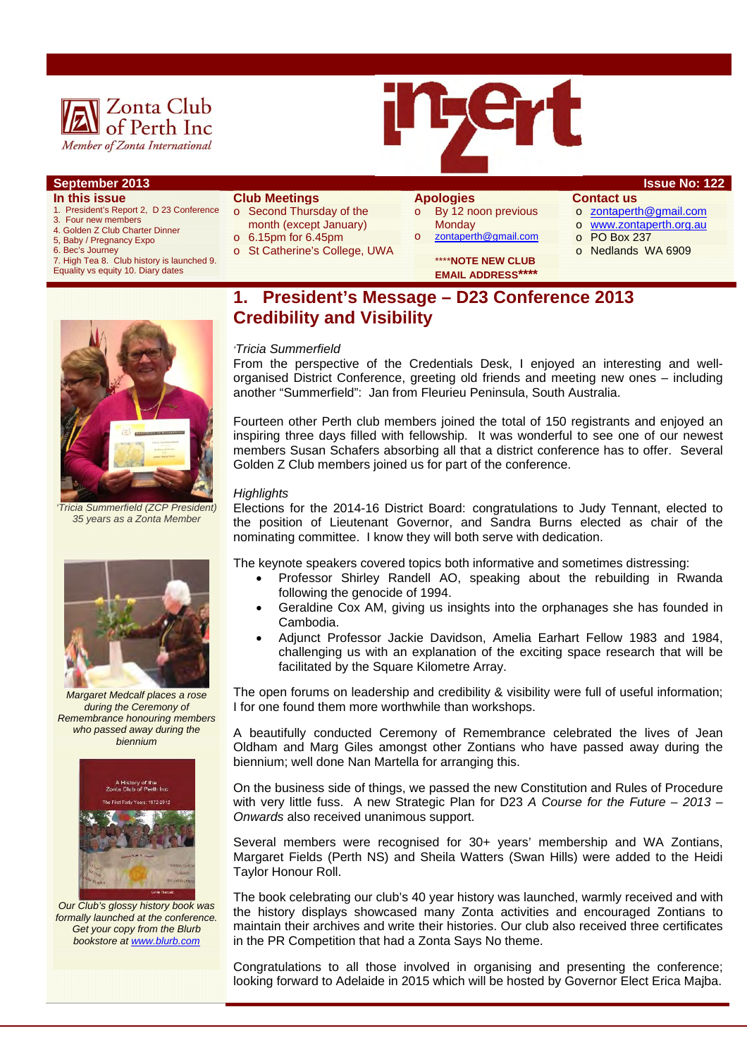Zonta Club of Perth Inc

*Member of Zonta International*

inZert

**September 2013** **Issue No: 122**

**In this issue**

1. President's Report 2, D 23 Conference
3. Four new members
4. Golden Z Club Charter Dinner
5, Baby / Pregnancy Expo
6. Bec's Journey
7. High Tea 8. Club history is launched 9. Equality vs equity 10. Diary dates

**Club Meetings**

- Second Thursday of the month (except January)
- 6.15pm for 6.45pm
- St Catherine's College, UWA

**Apologies**

- By 12 noon previous Monday
- zontaperth@gmail.com

****NOTE NEW CLUB EMAIL ADDRESS****

**Contact us**

- zontaperth@gmail.com
- www.zontaperth.org.au
- PO Box 237
- Nedlands WA 6909

# 1. President's Message – D23 Conference 2013 Credibility and Visibility

*'Tricia Summerfield*

From the perspective of the Credentials Desk, I enjoyed an interesting and well-organised District Conference, greeting old friends and meeting new ones – including another "Summerfield": Jan from Fleurieu Peninsula, South Australia.

Fourteen other Perth club members joined the total of 150 registrants and enjoyed an inspiring three days filled with fellowship. It was wonderful to see one of our newest members Susan Schafers absorbing all that a district conference has to offer. Several Golden Z Club members joined us for part of the conference.

*Highlights*

Elections for the 2014-16 District Board: congratulations to Judy Tennant, elected to the position of Lieutenant Governor, and Sandra Burns elected as chair of the nominating committee. I know they will both serve with dedication.

The keynote speakers covered topics both informative and sometimes distressing:

- Professor Shirley Randell AO, speaking about the rebuilding in Rwanda following the genocide of 1994.
- Geraldine Cox AM, giving us insights into the orphanages she has founded in Cambodia.
- Adjunct Professor Jackie Davidson, Amelia Earhart Fellow 1983 and 1984, challenging us with an explanation of the exciting space research that will be facilitated by the Square Kilometre Array.

The open forums on leadership and credibility & visibility were full of useful information; I for one found them more worthwhile than workshops.

A beautifully conducted Ceremony of Remembrance celebrated the lives of Jean Oldham and Marg Giles amongst other Zontians who have passed away during the biennium; well done Nan Martella for arranging this.

On the business side of things, we passed the new Constitution and Rules of Procedure with very little fuss. A new Strategic Plan for D23 *A Course for the Future – 2013 – Onwards* also received unanimous support.

Several members were recognised for 30+ years' membership and WA Zontians, Margaret Fields (Perth NS) and Sheila Watters (Swan Hills) were added to the Heidi Taylor Honour Roll.

The book celebrating our club's 40 year history was launched, warmly received and with the history displays showcased many Zonta activities and encouraged Zontians to maintain their archives and write their histories. Our club also received three certificates in the PR Competition that had a Zonta Says No theme.

Congratulations to all those involved in organising and presenting the conference; looking forward to Adelaide in 2015 which will be hosted by Governor Elect Erica Majba.

*'Tricia Summerfield (ZCP President) 35 years as a Zonta Member*

*Margaret Medcalf places a rose during the Ceremony of Remembrance honouring members who passed away during the biennium*

A History of the Zonta Club of Perth Inc
The First Forty Years: 1972-2012

*Our Club's glossy history book was formally launched at the conference. Get your copy from the Blurb bookstore at www.blurb.com*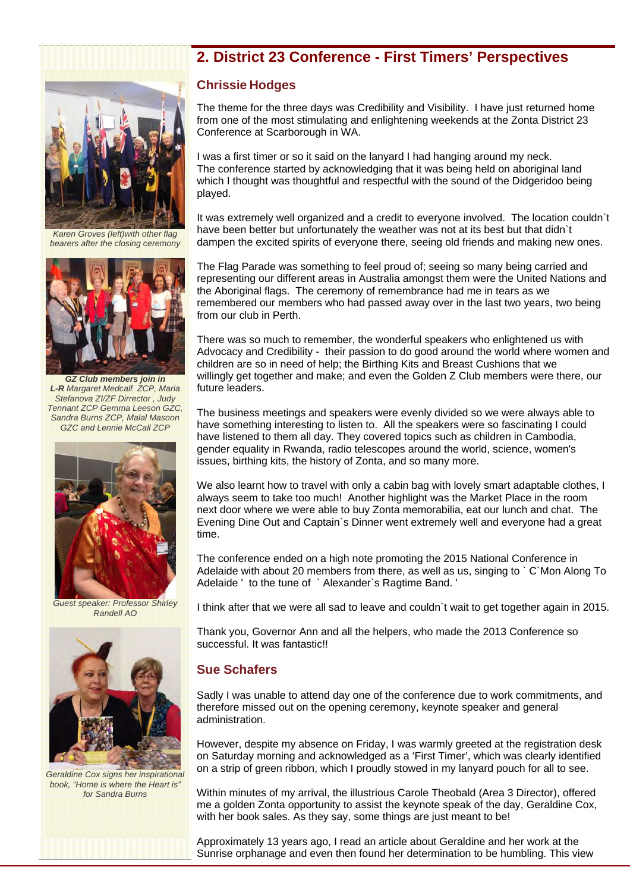## 2. District 23 Conference - First Timers' Perspectives

### Chrissie Hodges

The theme for the three days was Credibility and Visibility. I have just returned home from one of the most stimulating and enlightening weekends at the Zonta District 23 Conference at Scarborough in WA.

I was a first timer or so it said on the lanyard I had hanging around my neck. The conference started by acknowledging that it was being held on aboriginal land which I thought was thoughtful and respectful with the sound of the Didgeridoo being played.

It was extremely well organized and a credit to everyone involved. The location couldn`t have been better but unfortunately the weather was not at its best but that didn`t dampen the excited spirits of everyone there, seeing old friends and making new ones.

The Flag Parade was something to feel proud of; seeing so many being carried and representing our different areas in Australia amongst them were the United Nations and the Aboriginal flags. The ceremony of remembrance had me in tears as we remembered our members who had passed away over in the last two years, two being from our club in Perth.

There was so much to remember, the wonderful speakers who enlightened us with Advocacy and Credibility - their passion to do good around the world where women and children are so in need of help; the Birthing Kits and Breast Cushions that we willingly get together and make; and even the Golden Z Club members were there, our future leaders.

The business meetings and speakers were evenly divided so we were always able to have something interesting to listen to. All the speakers were so fascinating I could have listened to them all day. They covered topics such as children in Cambodia, gender equality in Rwanda, radio telescopes around the world, science, women's issues, birthing kits, the history of Zonta, and so many more.

We also learnt how to travel with only a cabin bag with lovely smart adaptable clothes, I always seem to take too much! Another highlight was the Market Place in the room next door where we were able to buy Zonta memorabilia, eat our lunch and chat. The Evening Dine Out and Captain`s Dinner went extremely well and everyone had a great time.

The conference ended on a high note promoting the 2015 National Conference in Adelaide with about 20 members from there, as well as us, singing to ` C`Mon Along To Adelaide ' to the tune of ` Alexander`s Ragtime Band. '

I think after that we were all sad to leave and couldn`t wait to get together again in 2015.

Thank you, Governor Ann and all the helpers, who made the 2013 Conference so successful. It was fantastic!!

### Sue Schafers

Sadly I was unable to attend day one of the conference due to work commitments, and therefore missed out on the opening ceremony, keynote speaker and general administration.

However, despite my absence on Friday, I was warmly greeted at the registration desk on Saturday morning and acknowledged as a 'First Timer', which was clearly identified on a strip of green ribbon, which I proudly stowed in my lanyard pouch for all to see.

Within minutes of my arrival, the illustrious Carole Theobald (Area 3 Director), offered me a golden Zonta opportunity to assist the keynote speak of the day, Geraldine Cox, with her book sales. As they say, some things are just meant to be!

Approximately 13 years ago, I read an article about Geraldine and her work at the Sunrise orphanage and even then found her determination to be humbling. This view

*Karen Groves (left)with other flag bearers after the closing ceremony*

***GZ Club members join in***
***L-R** Margaret Medcalf ZCP, Maria Stefanova ZI/ZF Dirrector , Judy Tennant ZCP Gemma Leeson GZC, Sandra Burns ZCP, Malal Masoon GZC and Lennie McCall ZCP*

*Guest speaker: Professor Shirley Randell AO*

*Geraldine Cox signs her inspirational book, "Home is where the Heart is" for Sandra Burns*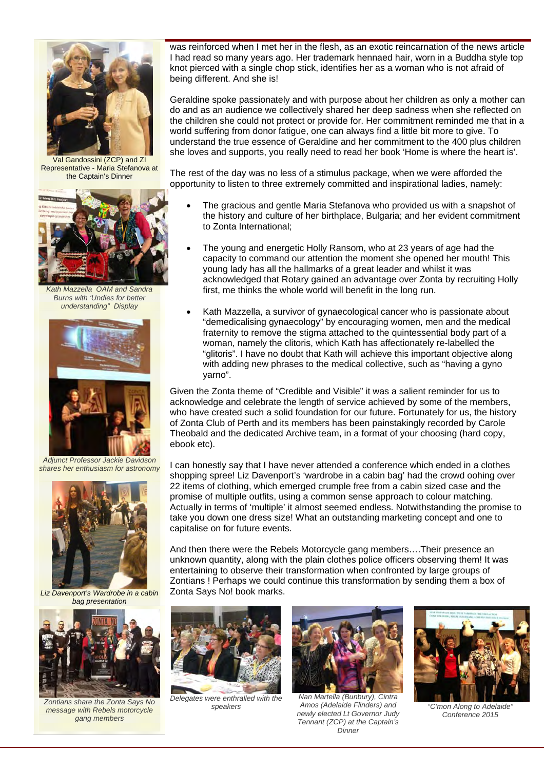was reinforced when I met her in the flesh, as an exotic reincarnation of the news article I had read so many years ago. Her trademark hennaed hair, worn in a Buddha style top knot pierced with a single chop stick, identifies her as a woman who is not afraid of being different. And she is!

Geraldine spoke passionately and with purpose about her children as only a mother can do and as an audience we collectively shared her deep sadness when she reflected on the children she could not protect or provide for. Her commitment reminded me that in a world suffering from donor fatigue, one can always find a little bit more to give. To understand the true essence of Geraldine and her commitment to the 400 plus children she loves and supports, you really need to read her book 'Home is where the heart is'.

The rest of the day was no less of a stimulus package, when we were afforded the opportunity to listen to three extremely committed and inspirational ladies, namely:

- The gracious and gentle Maria Stefanova who provided us with a snapshot of the history and culture of her birthplace, Bulgaria; and her evident commitment to Zonta International;
- The young and energetic Holly Ransom, who at 23 years of age had the capacity to command our attention the moment she opened her mouth! This young lady has all the hallmarks of a great leader and whilst it was acknowledged that Rotary gained an advantage over Zonta by recruiting Holly first, me thinks the whole world will benefit in the long run.
- Kath Mazzella, a survivor of gynaecological cancer who is passionate about "demedicalising gynaecology" by encouraging women, men and the medical fraternity to remove the stigma attached to the quintessential body part of a woman, namely the clitoris, which Kath has affectionately re-labelled the "glitoris". I have no doubt that Kath will achieve this important objective along with adding new phrases to the medical collective, such as "having a gyno yarno".

Given the Zonta theme of "Credible and Visible" it was a salient reminder for us to acknowledge and celebrate the length of service achieved by some of the members, who have created such a solid foundation for our future. Fortunately for us, the history of Zonta Club of Perth and its members has been painstakingly recorded by Carole Theobald and the dedicated Archive team, in a format of your choosing (hard copy, ebook etc).

I can honestly say that I have never attended a conference which ended in a clothes shopping spree! Liz Davenport's 'wardrobe in a cabin bag' had the crowd oohing over 22 items of clothing, which emerged crumple free from a cabin sized case and the promise of multiple outfits, using a common sense approach to colour matching. Actually in terms of 'multiple' it almost seemed endless. Notwithstanding the promise to take you down one dress size! What an outstanding marketing concept and one to capitalise on for future events.

And then there were the Rebels Motorcycle gang members….Their presence an unknown quantity, along with the plain clothes police officers observing them! It was entertaining to observe their transformation when confronted by large groups of Zontians ! Perhaps we could continue this transformation by sending them a box of Zonta Says No! book marks.

Val Gandossini (ZCP) and ZI Representative - Maria Stefanova at the Captain's Dinner

*Kath Mazzella OAM and Sandra Burns with 'Undies for better understanding" Display*

*Adjunct Professor Jackie Davidson shares her enthusiasm for astronomy*

*Liz Davenport's Wardrobe in a cabin bag presentation*

*Zontians share the Zonta Says No message with Rebels motorcycle gang members*

*Delegates were enthralled with the speakers*

*Nan Martella (Bunbury), Cintra Amos (Adelaide Flinders) and newly elected Lt Governor Judy Tennant (ZCP) at the Captain's Dinner*

*"C'mon Along to Adelaide" Conference 2015*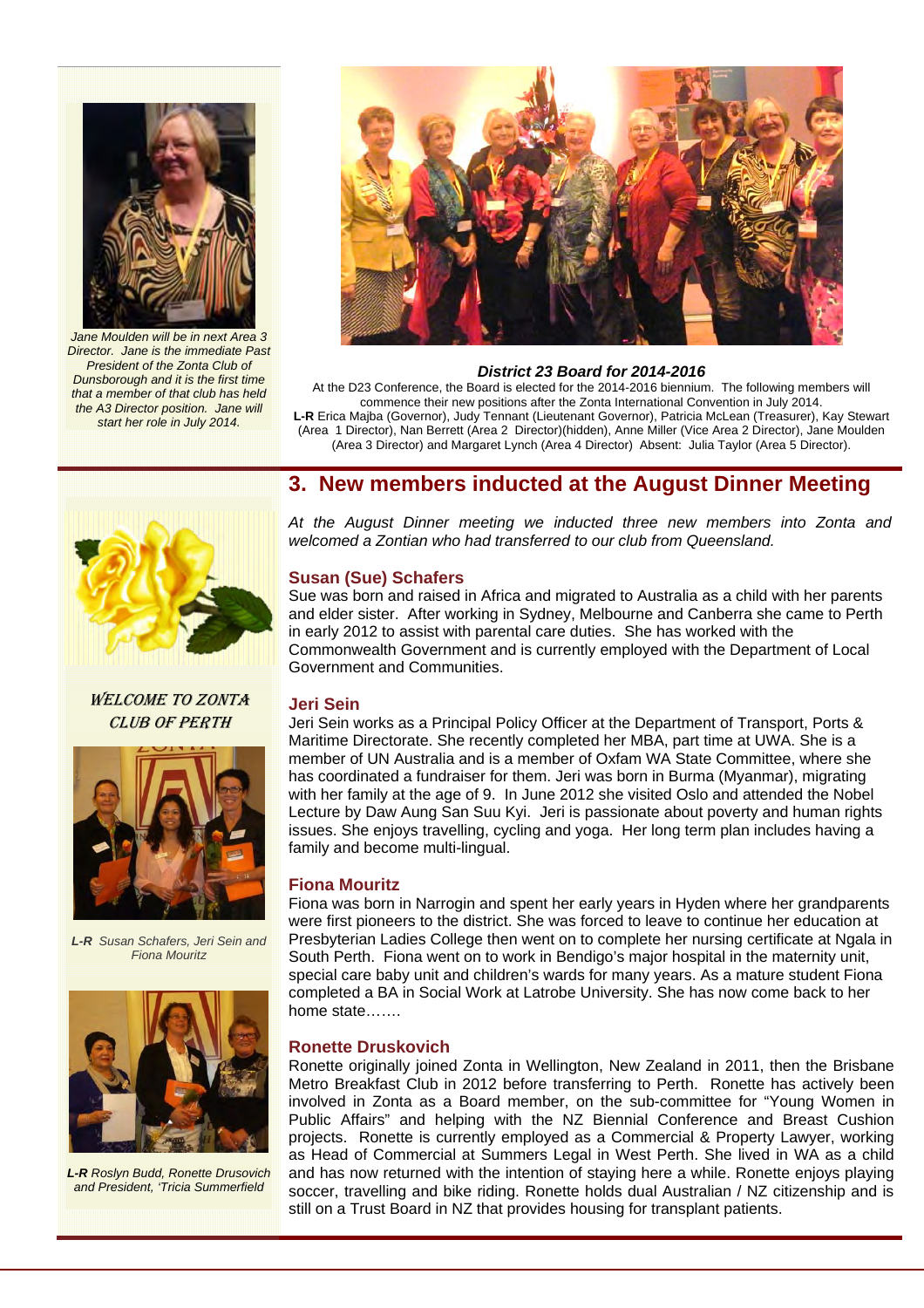*Jane Moulden will be in next Area 3 Director. Jane is the immediate Past President of the Zonta Club of Dunsborough and it is the first time that a member of that club has held the A3 Director position. Jane will start her role in July 2014.*

***District 23 Board for 2014-2016***

At the D23 Conference, the Board is elected for the 2014-2016 biennium. The following members will commence their new positions after the Zonta International Convention in July 2014.
**L-R** Erica Majba (Governor), Judy Tennant (Lieutenant Governor), Patricia McLean (Treasurer), Kay Stewart (Area 1 Director), Nan Berrett (Area 2 Director)(hidden), Anne Miller (Vice Area 2 Director), Jane Moulden (Area 3 Director) and Margaret Lynch (Area 4 Director) Absent: Julia Taylor (Area 5 Director).

## 3. New members inducted at the August Dinner Meeting

*WELCOME TO ZONTA CLUB OF PERTH*

*At the August Dinner meeting we inducted three new members into Zonta and welcomed a Zontian who had transferred to our club from Queensland.*

### Susan (Sue) Schafers

Sue was born and raised in Africa and migrated to Australia as a child with her parents and elder sister. After working in Sydney, Melbourne and Canberra she came to Perth in early 2012 to assist with parental care duties. She has worked with the Commonwealth Government and is currently employed with the Department of Local Government and Communities.

### Jeri Sein

Jeri Sein works as a Principal Policy Officer at the Department of Transport, Ports & Maritime Directorate. She recently completed her MBA, part time at UWA. She is a member of UN Australia and is a member of Oxfam WA State Committee, where she has coordinated a fundraiser for them. Jeri was born in Burma (Myanmar), migrating with her family at the age of 9. In June 2012 she visited Oslo and attended the Nobel Lecture by Daw Aung San Suu Kyi. Jeri is passionate about poverty and human rights issues. She enjoys travelling, cycling and yoga. Her long term plan includes having a family and become multi-lingual.

*__L-R__ Susan Schafers, Jeri Sein and Fiona Mouritz*

### Fiona Mouritz

Fiona was born in Narrogin and spent her early years in Hyden where her grandparents were first pioneers to the district. She was forced to leave to continue her education at Presbyterian Ladies College then went on to complete her nursing certificate at Ngala in South Perth. Fiona went on to work in Bendigo's major hospital in the maternity unit, special care baby unit and children's wards for many years. As a mature student Fiona completed a BA in Social Work at Latrobe University. She has now come back to her home state…….

### Ronette Druskovich

Ronette originally joined Zonta in Wellington, New Zealand in 2011, then the Brisbane Metro Breakfast Club in 2012 before transferring to Perth. Ronette has actively been involved in Zonta as a Board member, on the sub-committee for "Young Women in Public Affairs" and helping with the NZ Biennial Conference and Breast Cushion projects. Ronette is currently employed as a Commercial & Property Lawyer, working as Head of Commercial at Summers Legal in West Perth. She lived in WA as a child and has now returned with the intention of staying here a while. Ronette enjoys playing soccer, travelling and bike riding. Ronette holds dual Australian / NZ citizenship and is still on a Trust Board in NZ that provides housing for transplant patients.

*__L-R__ Roslyn Budd, Ronette Drusovich and President, 'Tricia Summerfield*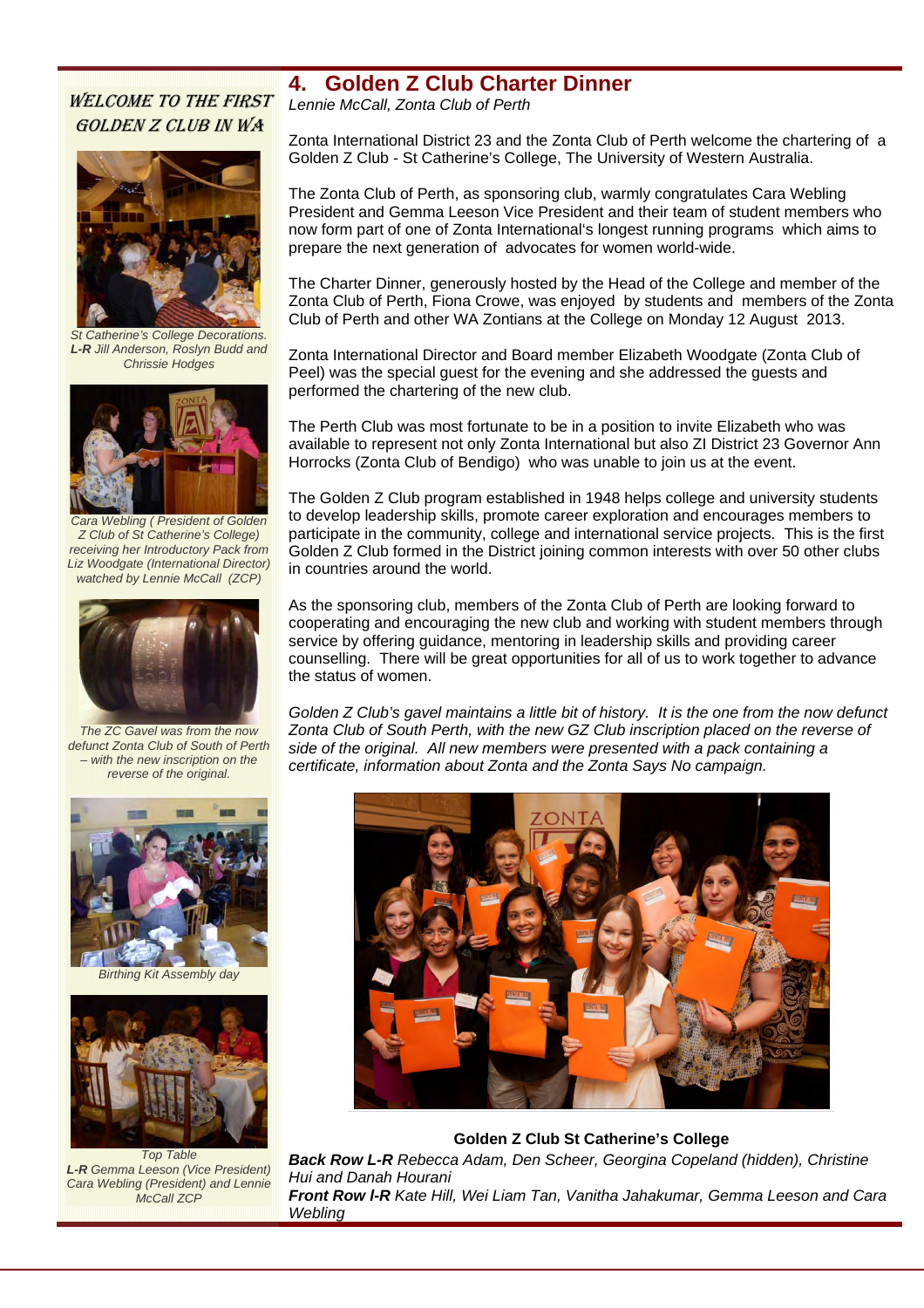## 4. Golden Z Club Charter Dinner

*Lennie McCall, Zonta Club of Perth*

Zonta International District 23 and the Zonta Club of Perth welcome the chartering of a Golden Z Club - St Catherine's College, The University of Western Australia.

The Zonta Club of Perth, as sponsoring club, warmly congratulates Cara Webling President and Gemma Leeson Vice President and their team of student members who now form part of one of Zonta International's longest running programs which aims to prepare the next generation of advocates for women world-wide.

The Charter Dinner, generously hosted by the Head of the College and member of the Zonta Club of Perth, Fiona Crowe, was enjoyed by students and members of the Zonta Club of Perth and other WA Zontians at the College on Monday 12 August 2013.

Zonta International Director and Board member Elizabeth Woodgate (Zonta Club of Peel) was the special guest for the evening and she addressed the guests and performed the chartering of the new club.

The Perth Club was most fortunate to be in a position to invite Elizabeth who was available to represent not only Zonta International but also ZI District 23 Governor Ann Horrocks (Zonta Club of Bendigo) who was unable to join us at the event.

The Golden Z Club program established in 1948 helps college and university students to develop leadership skills, promote career exploration and encourages members to participate in the community, college and international service projects. This is the first Golden Z Club formed in the District joining common interests with over 50 other clubs in countries around the world.

As the sponsoring club, members of the Zonta Club of Perth are looking forward to cooperating and encouraging the new club and working with student members through service by offering guidance, mentoring in leadership skills and providing career counselling. There will be great opportunities for all of us to work together to advance the status of women.

*Golden Z Club's gavel maintains a little bit of history. It is the one from the now defunct Zonta Club of South Perth, with the new GZ Club inscription placed on the reverse of side of the original. All new members were presented with a pack containing a certificate, information about Zonta and the Zonta Says No campaign.*

**Golden Z Club St Catherine's College**

***Back Row L-R*** *Rebecca Adam, Den Scheer, Georgina Copeland (hidden), Christine Hui and Danah Hourani*

***Front Row l-R*** *Kate Hill, Wei Liam Tan, Vanitha Jahakumar, Gemma Leeson and Cara Webling*

### Welcome to the First Golden Z Club in WA

*St Catherine's College Decorations.*
***L-R*** *Jill Anderson, Roslyn Budd and Chrissie Hodges*

*Cara Webling ( President of Golden Z Club of St Catherine's College) receiving her Introductory Pack from Liz Woodgate (International Director) watched by Lennie McCall (ZCP)*

*The ZC Gavel was from the now defunct Zonta Club of South of Perth – with the new inscription on the reverse of the original.*

*Birthing Kit Assembly day*

*Top Table*
***L-R*** *Gemma Leeson (Vice President) Cara Webling (President) and Lennie McCall ZCP*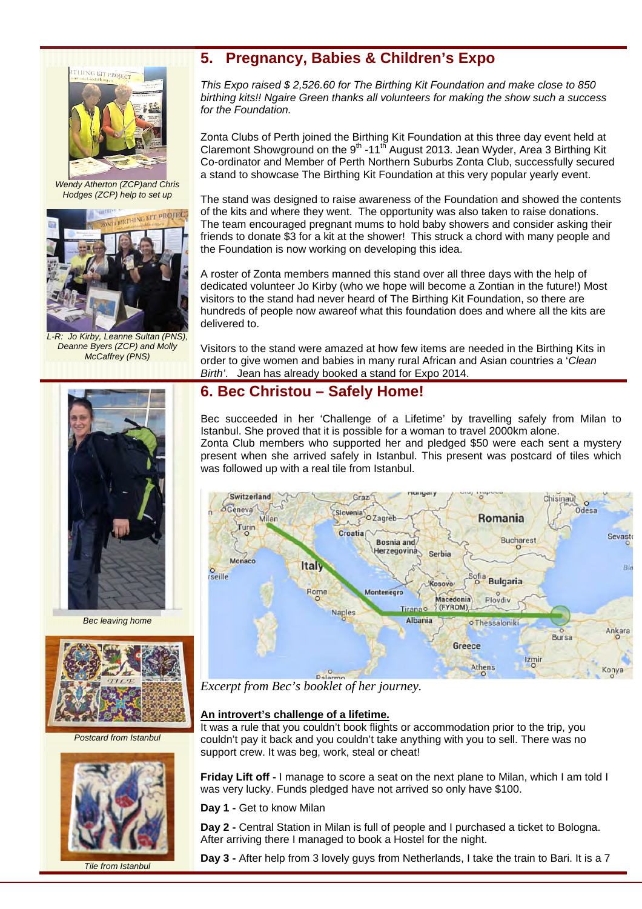## 5. Pregnancy, Babies & Children's Expo

Wendy Atherton (ZCP)and Chris Hodges (ZCP) help to set up

L-R: Jo Kirby, Leanne Sultan (PNS), Deanne Byers (ZCP) and Molly McCaffrey (PNS)

*This Expo raised $ 2,526.60 for The Birthing Kit Foundation and make close to 850 birthing kits!! Ngaire Green thanks all volunteers for making the show such a success for the Foundation.*

Zonta Clubs of Perth joined the Birthing Kit Foundation at this three day event held at Claremont Showground on the 9th -11th August 2013. Jean Wyder, Area 3 Birthing Kit Co-ordinator and Member of Perth Northern Suburbs Zonta Club, successfully secured a stand to showcase The Birthing Kit Foundation at this very popular yearly event.

The stand was designed to raise awareness of the Foundation and showed the contents of the kits and where they went. The opportunity was also taken to raise donations. The team encouraged pregnant mums to hold baby showers and consider asking their friends to donate $3 for a kit at the shower! This struck a chord with many people and the Foundation is now working on developing this idea.

A roster of Zonta members manned this stand over all three days with the help of dedicated volunteer Jo Kirby (who we hope will become a Zontian in the future!) Most visitors to the stand had never heard of The Birthing Kit Foundation, so there are hundreds of people now awareof what this foundation does and where all the kits are delivered to.

Visitors to the stand were amazed at how few items are needed in the Birthing Kits in order to give women and babies in many rural African and Asian countries a '*Clean Birth*'. Jean has already booked a stand for Expo 2014.

## 6. Bec Christou – Safely Home!

Bec leaving home

Postcard from Istanbul

Tile from Istanbul

Bec succeeded in her 'Challenge of a Lifetime' by travelling safely from Milan to Istanbul. She proved that it is possible for a woman to travel 2000km alone.
Zonta Club members who supported her and pledged $50 were each sent a mystery present when she arrived safely in Istanbul. This present was postcard of tiles which was followed up with a real tile from Istanbul.

*Excerpt from Bec's booklet of her journey.*

**An introvert's challenge of a lifetime.**
It was a rule that you couldn't book flights or accommodation prior to the trip, you couldn't pay it back and you couldn't take anything with you to sell. There was no support crew. It was beg, work, steal or cheat!

**Friday Lift off -** I manage to score a seat on the next plane to Milan, which I am told I was very lucky. Funds pledged have not arrived so only have $100.

**Day 1 -** Get to know Milan

**Day 2 -** Central Station in Milan is full of people and I purchased a ticket to Bologna. After arriving there I managed to book a Hostel for the night.

**Day 3 -** After help from 3 lovely guys from Netherlands, I take the train to Bari. It is a 7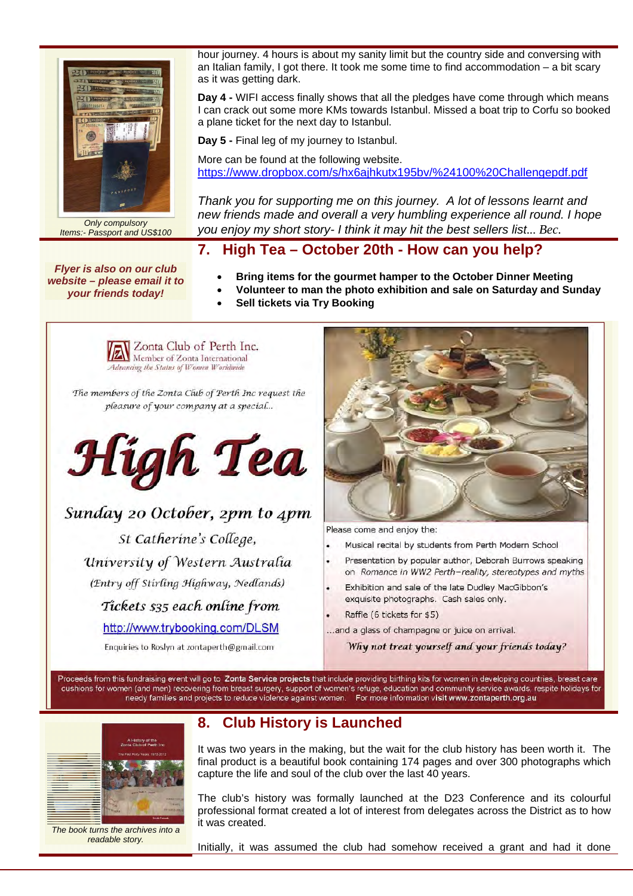Only compulsory Items:- Passport and US$100

hour journey. 4 hours is about my sanity limit but the country side and conversing with an Italian family, I got there. It took me some time to find accommodation – a bit scary as it was getting dark.

**Day 4 -** WIFI access finally shows that all the pledges have come through which means I can crack out some more KMs towards Istanbul. Missed a boat trip to Corfu so booked a plane ticket for the next day to Istanbul.

**Day 5 -** Final leg of my journey to Istanbul.

More can be found at the following website.
https://www.dropbox.com/s/hx6ajhkutx195bv/%24100%20Challengepdf.pdf

*Thank you for supporting me on this journey. A lot of lessons learnt and new friends made and overall a very humbling experience all round. I hope you enjoy my short story- I think it may hit the best sellers list... Bec.*

## 7. High Tea – October 20th - How can you help?

*Flyer is also on our club website – please email it to your friends today!*

- **Bring items for the gourmet hamper to the October Dinner Meeting**
- **Volunteer to man the photo exhibition and sale on Saturday and Sunday**
- **Sell tickets via Try Booking**

Zonta Club of Perth Inc.
Member of Zonta International
*Advancing the Status of Women Worldwide*

*The members of the Zonta Club of Perth Inc request the pleasure of your company at a special...*

# High Tea

Sunday 20 October, 2pm to 4pm

St Catherine's College,

University of Western Australia

(Entry off Stirling Highway, Nedlands)

Tickets $35 each online from

http://www.trybooking.com/DLSM

Enquiries to Roslyn at zontaperth@gmail.com

Please come and enjoy the:

- Musical recital by students from Perth Modern School
- Presentation by popular author, Deborah Burrows speaking on *Romance in WW2 Perth–reality, stereotypes and myths*
- Exhibition and sale of the late Dudley MacGibbon's exquisite photographs. Cash sales only.
- Raffle (6 tickets for $5)

...and a glass of champagne or juice on arrival.

*Why not treat yourself and your friends today?*

Proceeds from this fundraising event will go to **Zonta Service projects** that include providing birthing kits for women in developing countries, breast care cushions for women (and men) recovering from breast surgery, support of women's refuge, education and community service awards, respite holidays for needy families and projects to reduce violence against women. For more information **visit www.zontaperth.org.au**

## 8. Club History is Launched

*The book turns the archives into a readable story.*

It was two years in the making, but the wait for the club history has been worth it. The final product is a beautiful book containing 174 pages and over 300 photographs which capture the life and soul of the club over the last 40 years.

The club's history was formally launched at the D23 Conference and its colourful professional format created a lot of interest from delegates across the District as to how it was created.

Initially, it was assumed the club had somehow received a grant and had it done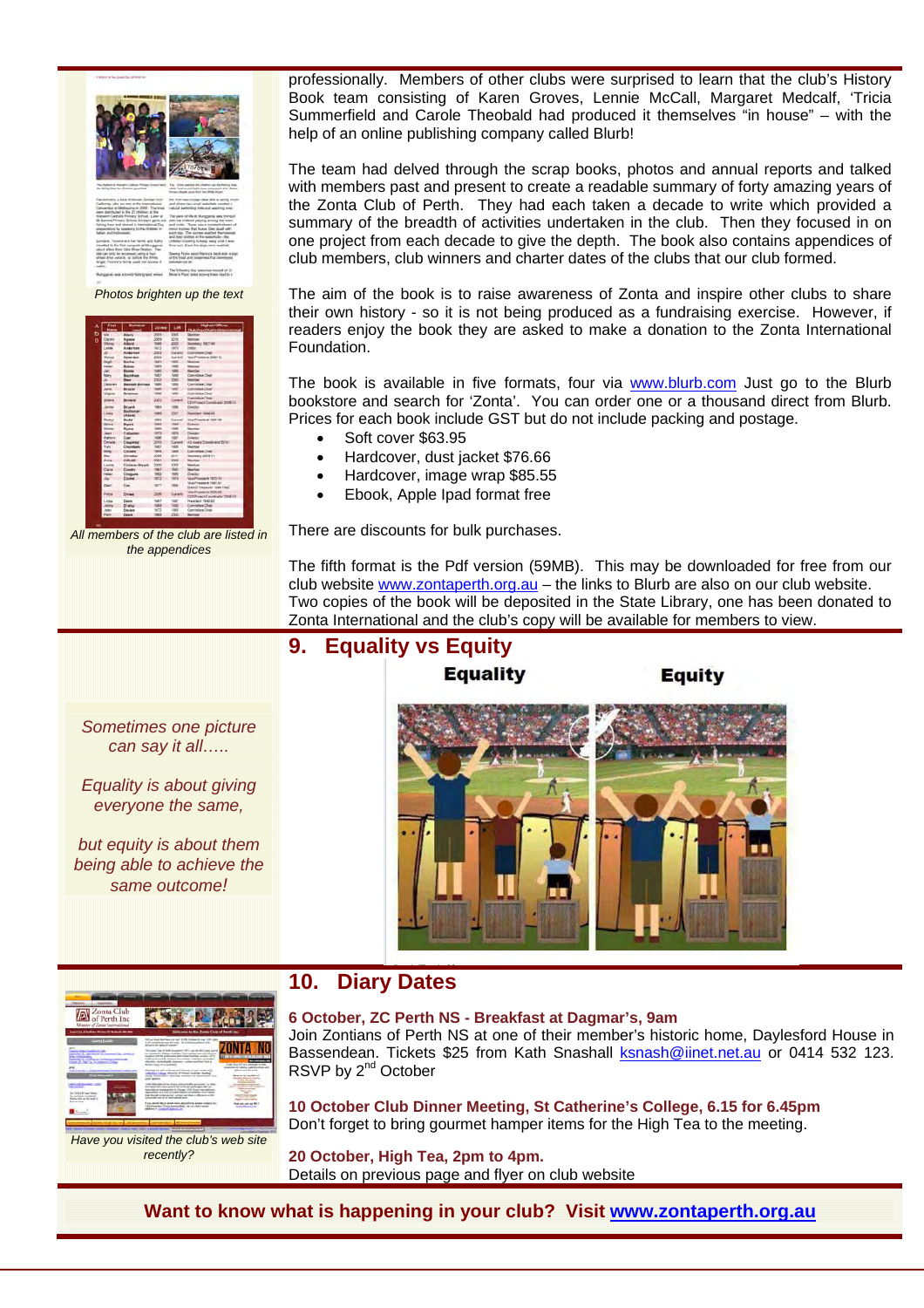*Photos brighten up the text*

*All members of the club are listed in the appendices*

professionally. Members of other clubs were surprised to learn that the club's History Book team consisting of Karen Groves, Lennie McCall, Margaret Medcalf, 'Tricia Summerfield and Carole Theobald had produced it themselves "in house" – with the help of an online publishing company called Blurb!

The team had delved through the scrap books, photos and annual reports and talked with members past and present to create a readable summary of forty amazing years of the Zonta Club of Perth. They had each taken a decade to write which provided a summary of the breadth of activities undertaken in the club. Then they focused in on one project from each decade to give the depth. The book also contains appendices of club members, club winners and charter dates of the clubs that our club formed.

The aim of the book is to raise awareness of Zonta and inspire other clubs to share their own history - so it is not being produced as a fundraising exercise. However, if readers enjoy the book they are asked to make a donation to the Zonta International Foundation.

The book is available in five formats, four via www.blurb.com Just go to the Blurb bookstore and search for 'Zonta'. You can order one or a thousand direct from Blurb. Prices for each book include GST but do not include packing and postage.

- Soft cover $63.95
- Hardcover, dust jacket $76.66
- Hardcover, image wrap $85.55
- Ebook, Apple Ipad format free

There are discounts for bulk purchases.

The fifth format is the Pdf version (59MB). This may be downloaded for free from our club website www.zontaperth.org.au – the links to Blurb are also on our club website. Two copies of the book will be deposited in the State Library, one has been donated to Zonta International and the club's copy will be available for members to view.

## 9. Equality vs Equity

*Sometimes one picture can say it all…..*

*Equality is about giving everyone the same,*

*but equity is about them being able to achieve the same outcome!*

Equality

Equity

## 10. Diary Dates

*Have you visited the club's web site recently?*

**6 October, ZC Perth NS - Breakfast at Dagmar's, 9am**
Join Zontians of Perth NS at one of their member's historic home, Daylesford House in Bassendean. Tickets $25 from Kath Snashall ksnash@iinet.net.au or 0414 532 123. RSVP by 2nd October

**10 October Club Dinner Meeting, St Catherine's College, 6.15 for 6.45pm**
Don't forget to bring gourmet hamper items for the High Tea to the meeting.

**20 October, High Tea, 2pm to 4pm.**
Details on previous page and flyer on club website

**Want to know what is happening in your club? Visit www.zontaperth.org.au**